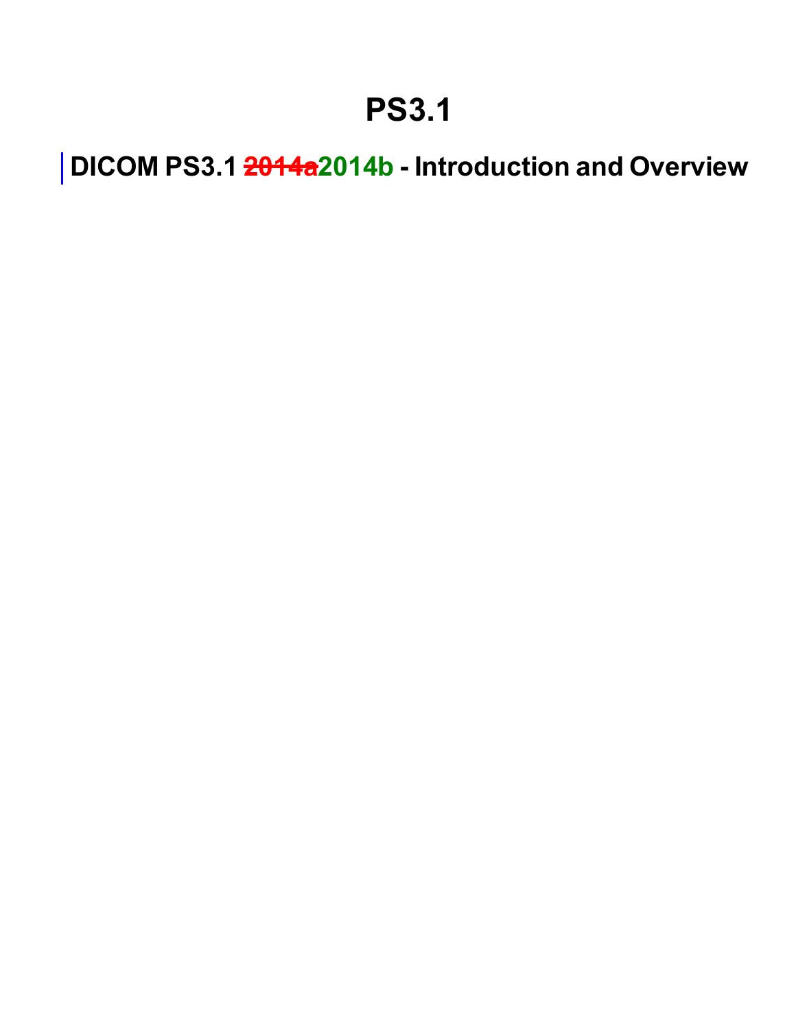# PS3.1

## DICOM PS3.1 ~~2014a~~2014b - Introduction and Overview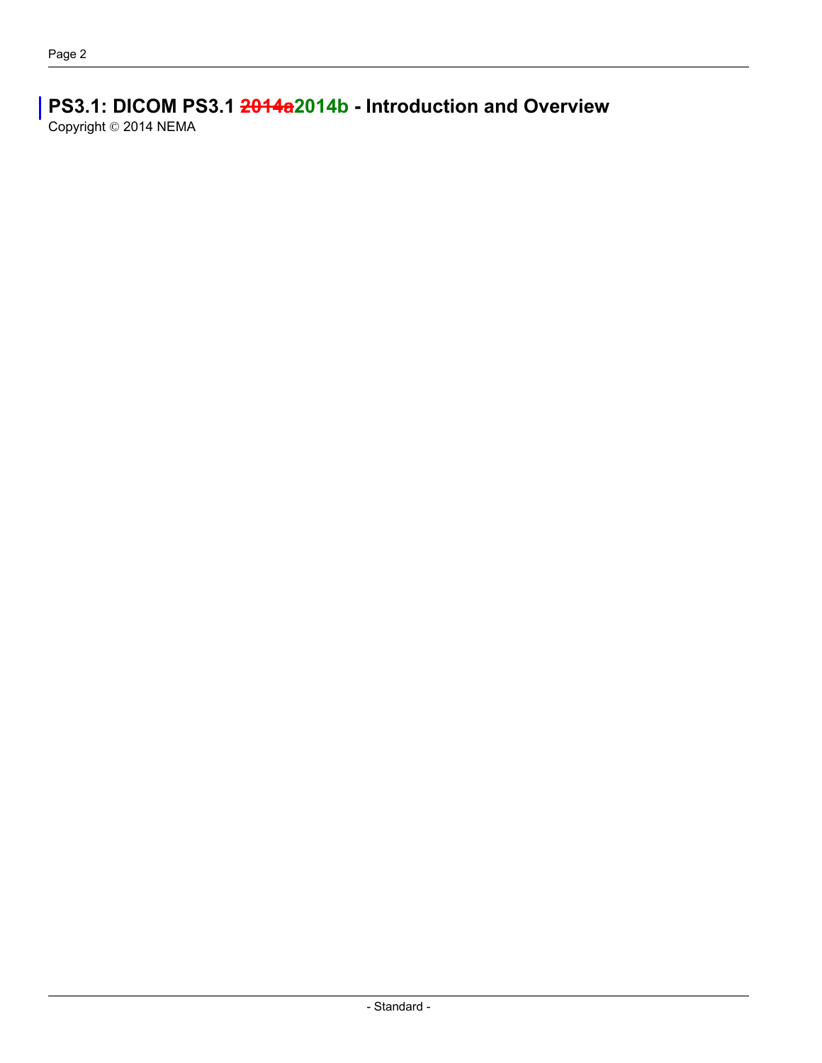# PS3.1: DICOM PS3.1 ~~2014a~~2014b - Introduction and Overview

Copyright © 2014 NEMA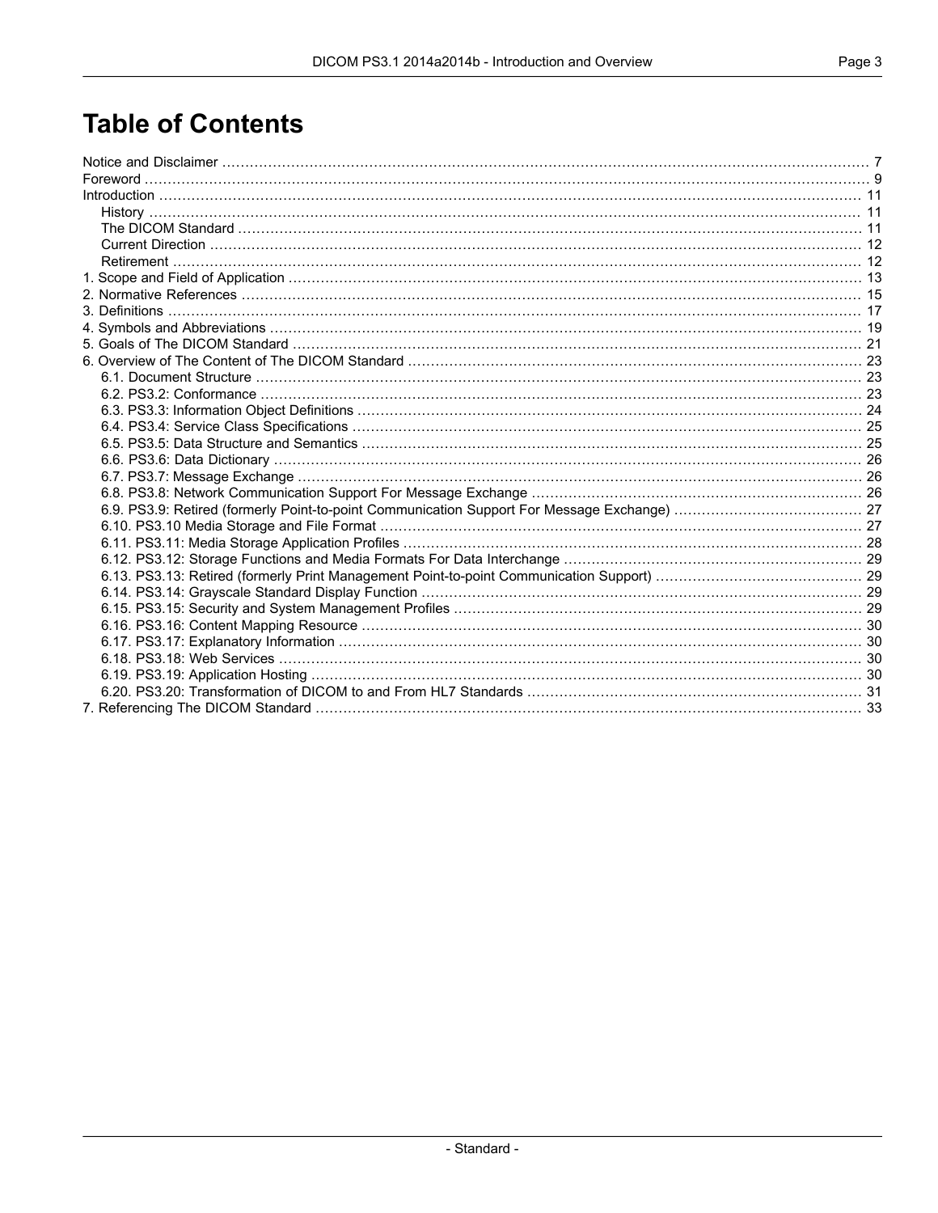# Table of Contents

Notice and Disclaimer ........ 7
Foreword ........ 9
Introduction ........ 11
- History ........ 11
- The DICOM Standard ........ 11
- Current Direction ........ 12
- Retirement ........ 12

1. Scope and Field of Application ........ 13
2. Normative References ........ 15
3. Definitions ........ 17
4. Symbols and Abbreviations ........ 19
5. Goals of The DICOM Standard ........ 21
6. Overview of The Content of The DICOM Standard ........ 23
   - 6.1. Document Structure ........ 23
   - 6.2. PS3.2: Conformance ........ 23
   - 6.3. PS3.3: Information Object Definitions ........ 24
   - 6.4. PS3.4: Service Class Specifications ........ 25
   - 6.5. PS3.5: Data Structure and Semantics ........ 25
   - 6.6. PS3.6: Data Dictionary ........ 26
   - 6.7. PS3.7: Message Exchange ........ 26
   - 6.8. PS3.8: Network Communication Support For Message Exchange ........ 26
   - 6.9. PS3.9: Retired (formerly Point-to-point Communication Support For Message Exchange) ........ 27
   - 6.10. PS3.10 Media Storage and File Format ........ 27
   - 6.11. PS3.11: Media Storage Application Profiles ........ 28
   - 6.12. PS3.12: Storage Functions and Media Formats For Data Interchange ........ 29
   - 6.13. PS3.13: Retired (formerly Print Management Point-to-point Communication Support) ........ 29
   - 6.14. PS3.14: Grayscale Standard Display Function ........ 29
   - 6.15. PS3.15: Security and System Management Profiles ........ 29
   - 6.16. PS3.16: Content Mapping Resource ........ 30
   - 6.17. PS3.17: Explanatory Information ........ 30
   - 6.18. PS3.18: Web Services ........ 30
   - 6.19. PS3.19: Application Hosting ........ 30
   - 6.20. PS3.20: Transformation of DICOM to and From HL7 Standards ........ 31
7. Referencing The DICOM Standard ........ 33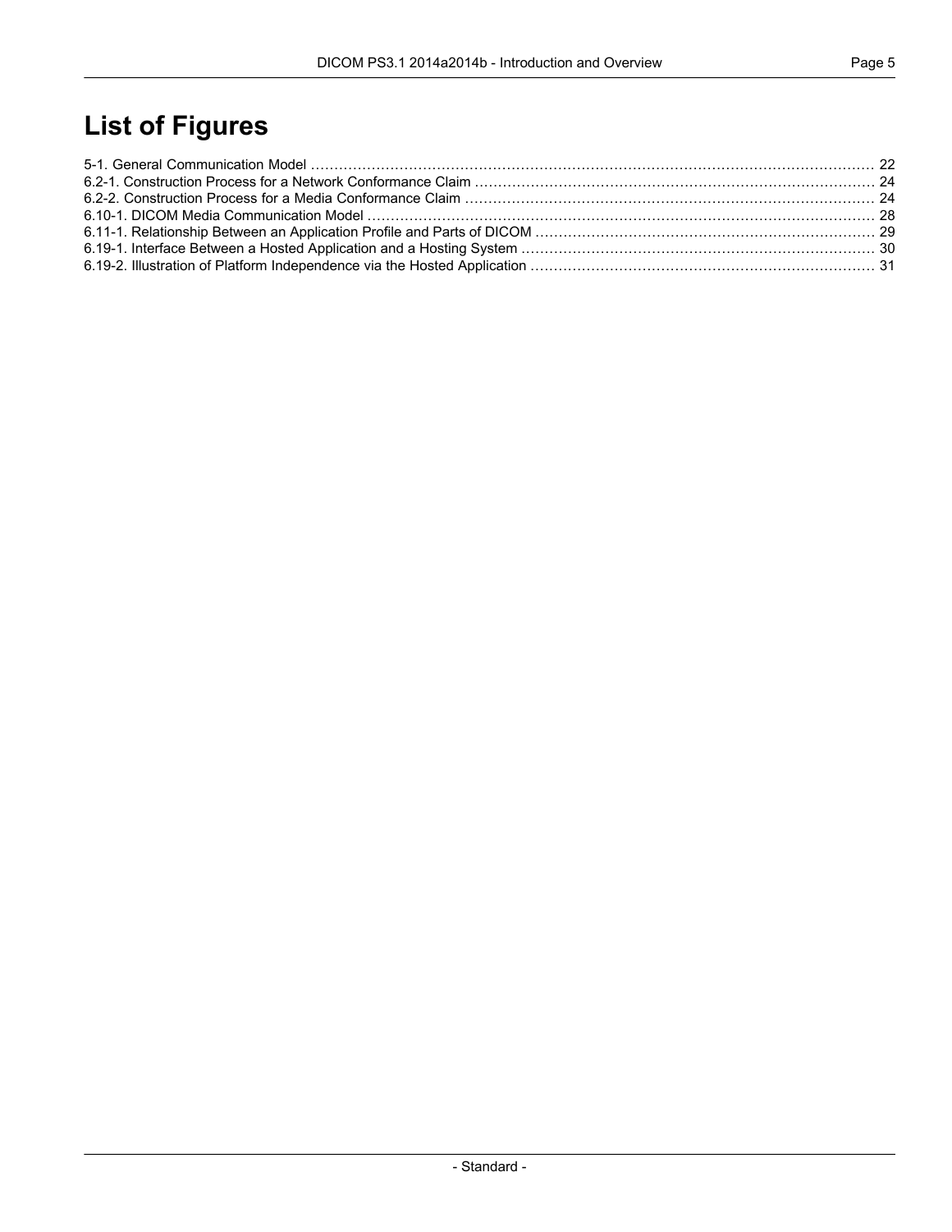# List of Figures

5-1. General Communication Model ........................................................................................................................ 22
6.2-1. Construction Process for a Network Conformance Claim ..................................................................................... 24
6.2-2. Construction Process for a Media Conformance Claim ....................................................................................... 24
6.10-1. DICOM Media Communication Model ............................................................................................................ 28
6.11-1. Relationship Between an Application Profile and Parts of DICOM ........................................................................ 29
6.19-1. Interface Between a Hosted Application and a Hosting System ........................................................................... 30
6.19-2. Illustration of Platform Independence via the Hosted Application ......................................................................... 31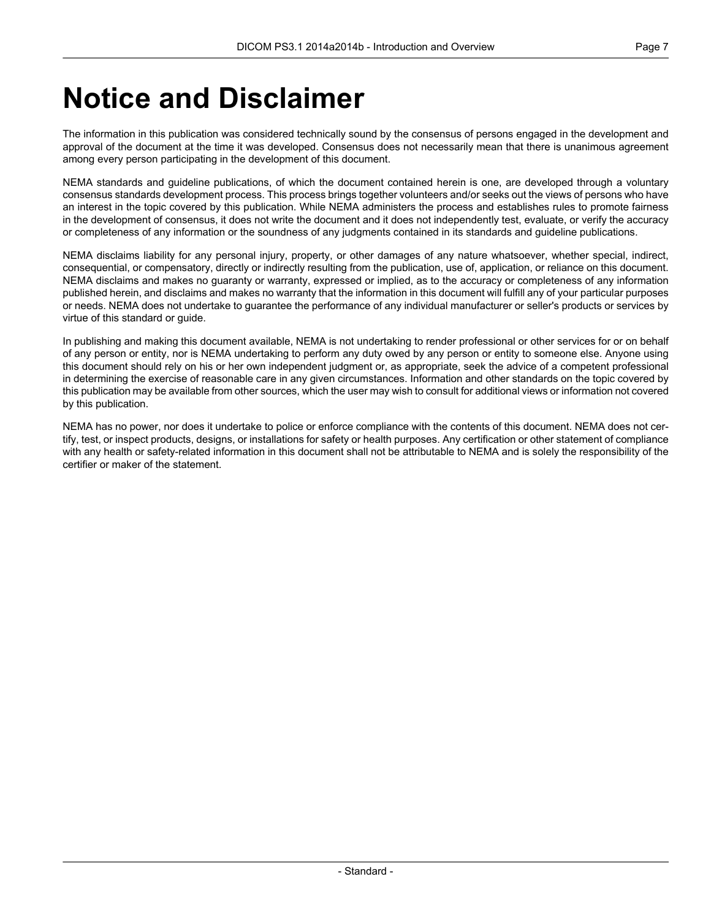# Notice and Disclaimer

The information in this publication was considered technically sound by the consensus of persons engaged in the development and approval of the document at the time it was developed. Consensus does not necessarily mean that there is unanimous agreement among every person participating in the development of this document.

NEMA standards and guideline publications, of which the document contained herein is one, are developed through a voluntary consensus standards development process. This process brings together volunteers and/or seeks out the views of persons who have an interest in the topic covered by this publication. While NEMA administers the process and establishes rules to promote fairness in the development of consensus, it does not write the document and it does not independently test, evaluate, or verify the accuracy or completeness of any information or the soundness of any judgments contained in its standards and guideline publications.

NEMA disclaims liability for any personal injury, property, or other damages of any nature whatsoever, whether special, indirect, consequential, or compensatory, directly or indirectly resulting from the publication, use of, application, or reliance on this document. NEMA disclaims and makes no guaranty or warranty, expressed or implied, as to the accuracy or completeness of any information published herein, and disclaims and makes no warranty that the information in this document will fulfill any of your particular purposes or needs. NEMA does not undertake to guarantee the performance of any individual manufacturer or seller's products or services by virtue of this standard or guide.

In publishing and making this document available, NEMA is not undertaking to render professional or other services for or on behalf of any person or entity, nor is NEMA undertaking to perform any duty owed by any person or entity to someone else. Anyone using this document should rely on his or her own independent judgment or, as appropriate, seek the advice of a competent professional in determining the exercise of reasonable care in any given circumstances. Information and other standards on the topic covered by this publication may be available from other sources, which the user may wish to consult for additional views or information not covered by this publication.

NEMA has no power, nor does it undertake to police or enforce compliance with the contents of this document. NEMA does not certify, test, or inspect products, designs, or installations for safety or health purposes. Any certification or other statement of compliance with any health or safety-related information in this document shall not be attributable to NEMA and is solely the responsibility of the certifier or maker of the statement.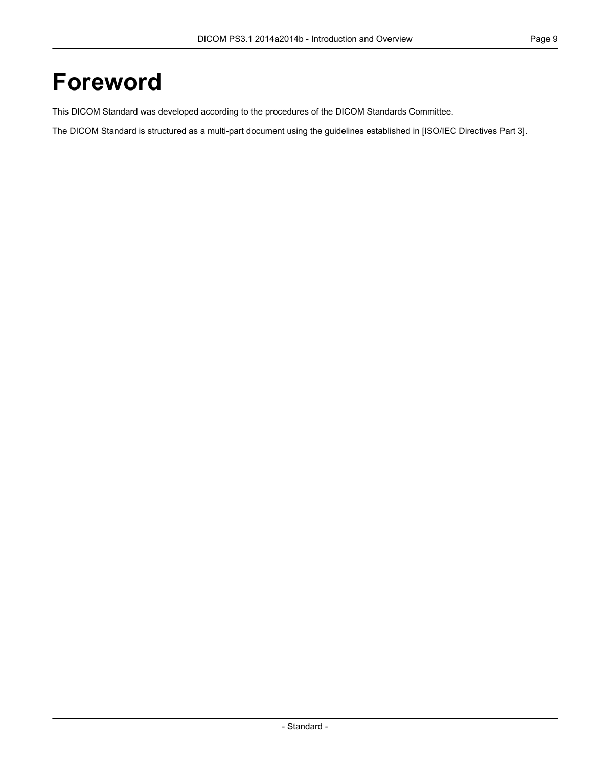# Foreword

This DICOM Standard was developed according to the procedures of the DICOM Standards Committee.

The DICOM Standard is structured as a multi-part document using the guidelines established in [ISO/IEC Directives Part 3].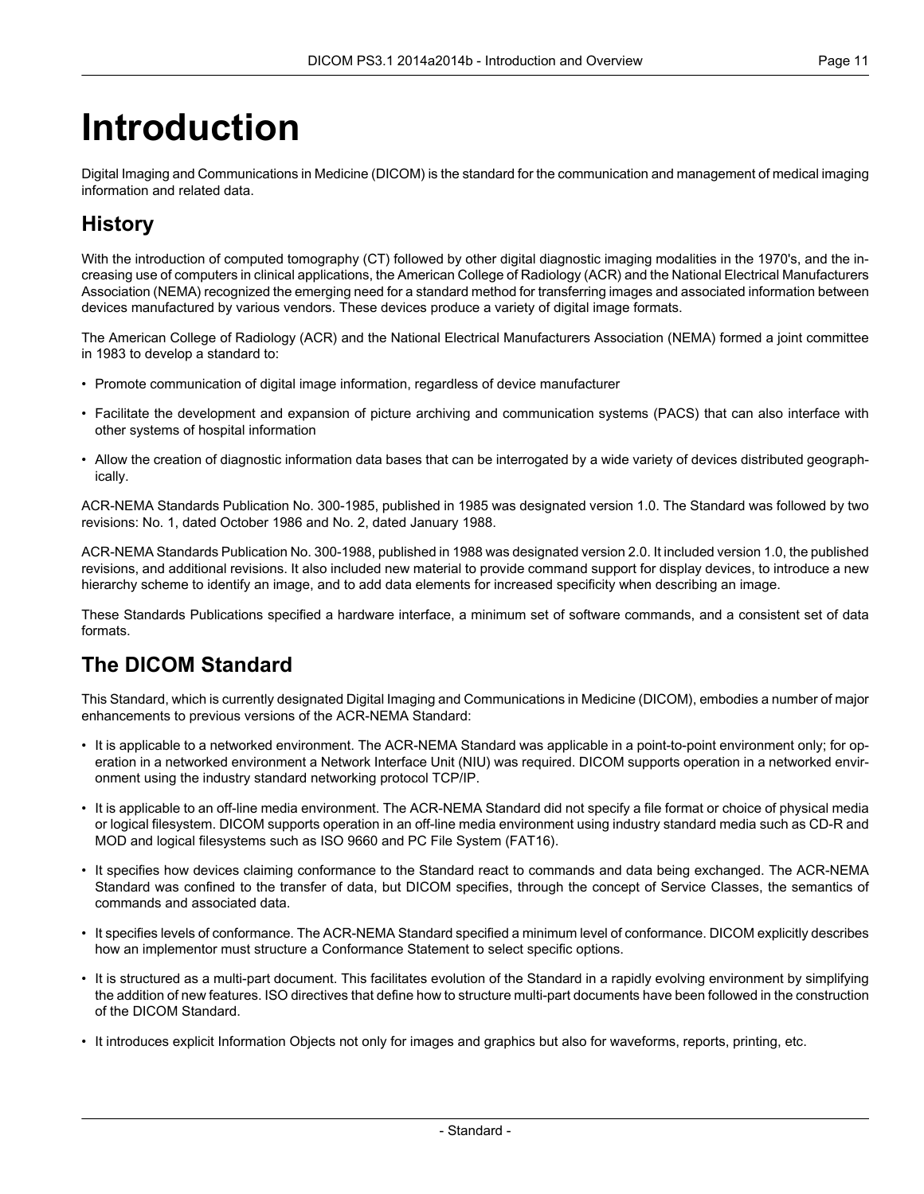# Introduction

Digital Imaging and Communications in Medicine (DICOM) is the standard for the communication and management of medical imaging information and related data.

## History

With the introduction of computed tomography (CT) followed by other digital diagnostic imaging modalities in the 1970's, and the increasing use of computers in clinical applications, the American College of Radiology (ACR) and the National Electrical Manufacturers Association (NEMA) recognized the emerging need for a standard method for transferring images and associated information between devices manufactured by various vendors. These devices produce a variety of digital image formats.

The American College of Radiology (ACR) and the National Electrical Manufacturers Association (NEMA) formed a joint committee in 1983 to develop a standard to:

- Promote communication of digital image information, regardless of device manufacturer
- Facilitate the development and expansion of picture archiving and communication systems (PACS) that can also interface with other systems of hospital information
- Allow the creation of diagnostic information data bases that can be interrogated by a wide variety of devices distributed geographically.

ACR-NEMA Standards Publication No. 300-1985, published in 1985 was designated version 1.0. The Standard was followed by two revisions: No. 1, dated October 1986 and No. 2, dated January 1988.

ACR-NEMA Standards Publication No. 300-1988, published in 1988 was designated version 2.0. It included version 1.0, the published revisions, and additional revisions. It also included new material to provide command support for display devices, to introduce a new hierarchy scheme to identify an image, and to add data elements for increased specificity when describing an image.

These Standards Publications specified a hardware interface, a minimum set of software commands, and a consistent set of data formats.

## The DICOM Standard

This Standard, which is currently designated Digital Imaging and Communications in Medicine (DICOM), embodies a number of major enhancements to previous versions of the ACR-NEMA Standard:

- It is applicable to a networked environment. The ACR-NEMA Standard was applicable in a point-to-point environment only; for operation in a networked environment a Network Interface Unit (NIU) was required. DICOM supports operation in a networked environment using the industry standard networking protocol TCP/IP.
- It is applicable to an off-line media environment. The ACR-NEMA Standard did not specify a file format or choice of physical media or logical filesystem. DICOM supports operation in an off-line media environment using industry standard media such as CD-R and MOD and logical filesystems such as ISO 9660 and PC File System (FAT16).
- It specifies how devices claiming conformance to the Standard react to commands and data being exchanged. The ACR-NEMA Standard was confined to the transfer of data, but DICOM specifies, through the concept of Service Classes, the semantics of commands and associated data.
- It specifies levels of conformance. The ACR-NEMA Standard specified a minimum level of conformance. DICOM explicitly describes how an implementor must structure a Conformance Statement to select specific options.
- It is structured as a multi-part document. This facilitates evolution of the Standard in a rapidly evolving environment by simplifying the addition of new features. ISO directives that define how to structure multi-part documents have been followed in the construction of the DICOM Standard.
- It introduces explicit Information Objects not only for images and graphics but also for waveforms, reports, printing, etc.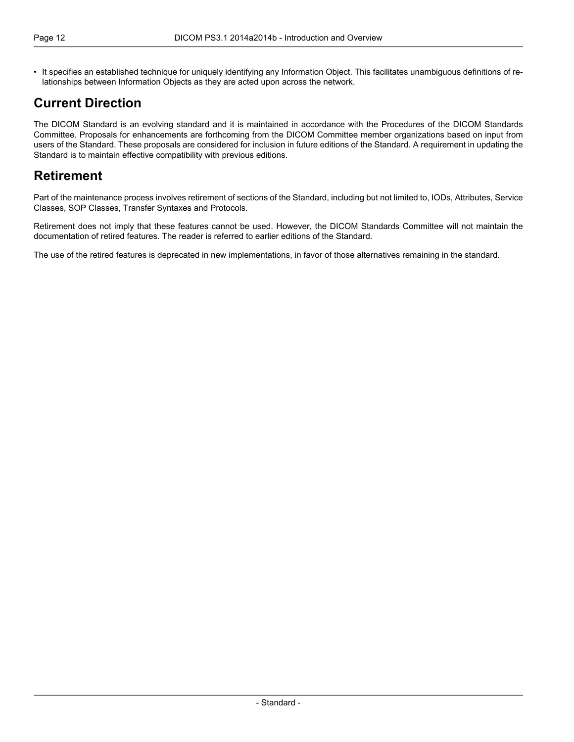- It specifies an established technique for uniquely identifying any Information Object. This facilitates unambiguous definitions of relationships between Information Objects as they are acted upon across the network.

## Current Direction

The DICOM Standard is an evolving standard and it is maintained in accordance with the Procedures of the DICOM Standards Committee. Proposals for enhancements are forthcoming from the DICOM Committee member organizations based on input from users of the Standard. These proposals are considered for inclusion in future editions of the Standard. A requirement in updating the Standard is to maintain effective compatibility with previous editions.

## Retirement

Part of the maintenance process involves retirement of sections of the Standard, including but not limited to, IODs, Attributes, Service Classes, SOP Classes, Transfer Syntaxes and Protocols.

Retirement does not imply that these features cannot be used. However, the DICOM Standards Committee will not maintain the documentation of retired features. The reader is referred to earlier editions of the Standard.

The use of the retired features is deprecated in new implementations, in favor of those alternatives remaining in the standard.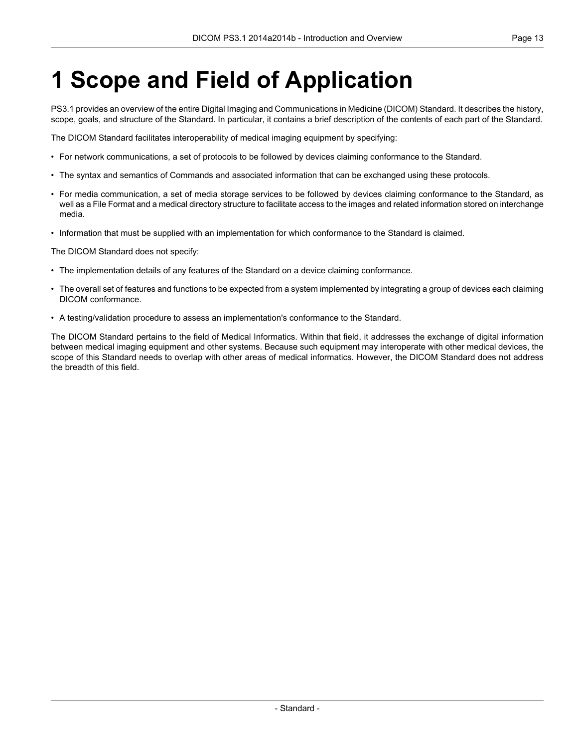# 1 Scope and Field of Application

PS3.1 provides an overview of the entire Digital Imaging and Communications in Medicine (DICOM) Standard. It describes the history, scope, goals, and structure of the Standard. In particular, it contains a brief description of the contents of each part of the Standard.

The DICOM Standard facilitates interoperability of medical imaging equipment by specifying:

- For network communications, a set of protocols to be followed by devices claiming conformance to the Standard.
- The syntax and semantics of Commands and associated information that can be exchanged using these protocols.
- For media communication, a set of media storage services to be followed by devices claiming conformance to the Standard, as well as a File Format and a medical directory structure to facilitate access to the images and related information stored on interchange media.
- Information that must be supplied with an implementation for which conformance to the Standard is claimed.

The DICOM Standard does not specify:

- The implementation details of any features of the Standard on a device claiming conformance.
- The overall set of features and functions to be expected from a system implemented by integrating a group of devices each claiming DICOM conformance.
- A testing/validation procedure to assess an implementation's conformance to the Standard.

The DICOM Standard pertains to the field of Medical Informatics. Within that field, it addresses the exchange of digital information between medical imaging equipment and other systems. Because such equipment may interoperate with other medical devices, the scope of this Standard needs to overlap with other areas of medical informatics. However, the DICOM Standard does not address the breadth of this field.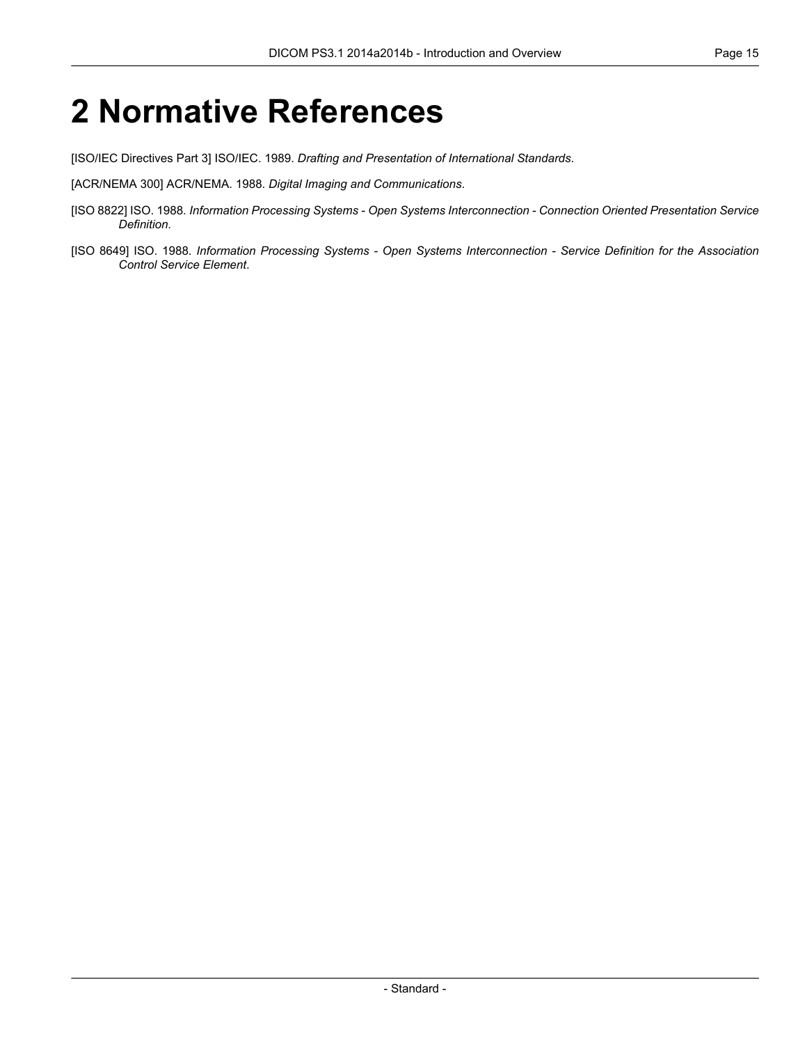# 2 Normative References

[ISO/IEC Directives Part 3] ISO/IEC. 1989. *Drafting and Presentation of International Standards*.

[ACR/NEMA 300] ACR/NEMA. 1988. *Digital Imaging and Communications*.

[ISO 8822] ISO. 1988. *Information Processing Systems - Open Systems Interconnection - Connection Oriented Presentation Service Definition*.

[ISO 8649] ISO. 1988. *Information Processing Systems - Open Systems Interconnection - Service Definition for the Association Control Service Element*.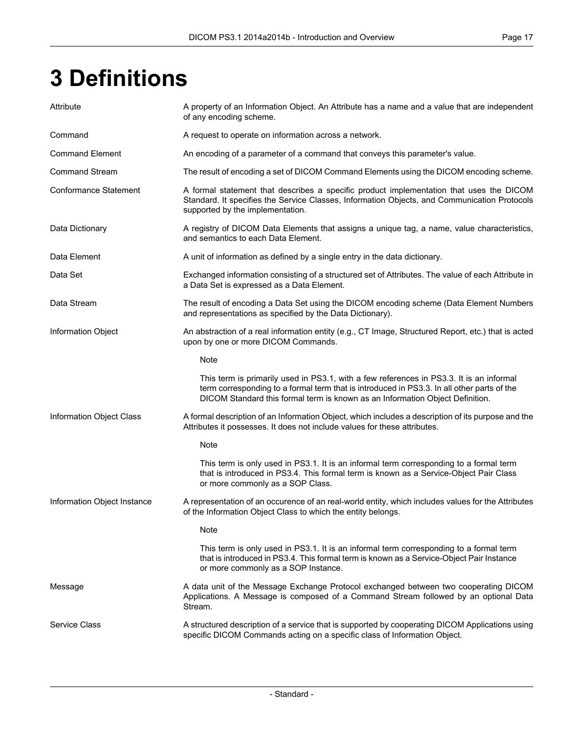# 3 Definitions

| | |
|---|---|
| Attribute | A property of an Information Object. An Attribute has a name and a value that are independent of any encoding scheme. |
| Command | A request to operate on information across a network. |
| Command Element | An encoding of a parameter of a command that conveys this parameter's value. |
| Command Stream | The result of encoding a set of DICOM Command Elements using the DICOM encoding scheme. |
| Conformance Statement | A formal statement that describes a specific product implementation that uses the DICOM Standard. It specifies the Service Classes, Information Objects, and Communication Protocols supported by the implementation. |
| Data Dictionary | A registry of DICOM Data Elements that assigns a unique tag, a name, value characteristics, and semantics to each Data Element. |
| Data Element | A unit of information as defined by a single entry in the data dictionary. |
| Data Set | Exchanged information consisting of a structured set of Attributes. The value of each Attribute in a Data Set is expressed as a Data Element. |
| Data Stream | The result of encoding a Data Set using the DICOM encoding scheme (Data Element Numbers and representations as specified by the Data Dictionary). |
| Information Object | An abstraction of a real information entity (e.g., CT Image, Structured Report, etc.) that is acted upon by one or more DICOM Commands.<br><br>Note<br><br>This term is primarily used in PS3.1, with a few references in PS3.3. It is an informal term corresponding to a formal term that is introduced in PS3.3. In all other parts of the DICOM Standard this formal term is known as an Information Object Definition. |
| Information Object Class | A formal description of an Information Object, which includes a description of its purpose and the Attributes it possesses. It does not include values for these attributes.<br><br>Note<br><br>This term is only used in PS3.1. It is an informal term corresponding to a formal term that is introduced in PS3.4. This formal term is known as a Service-Object Pair Class or more commonly as a SOP Class. |
| Information Object Instance | A representation of an occurence of an real-world entity, which includes values for the Attributes of the Information Object Class to which the entity belongs.<br><br>Note<br><br>This term is only used in PS3.1. It is an informal term corresponding to a formal term that is introduced in PS3.4. This formal term is known as a Service-Object Pair Instance or more commonly as a SOP Instance. |
| Message | A data unit of the Message Exchange Protocol exchanged between two cooperating DICOM Applications. A Message is composed of a Command Stream followed by an optional Data Stream. |
| Service Class | A structured description of a service that is supported by cooperating DICOM Applications using specific DICOM Commands acting on a specific class of Information Object. |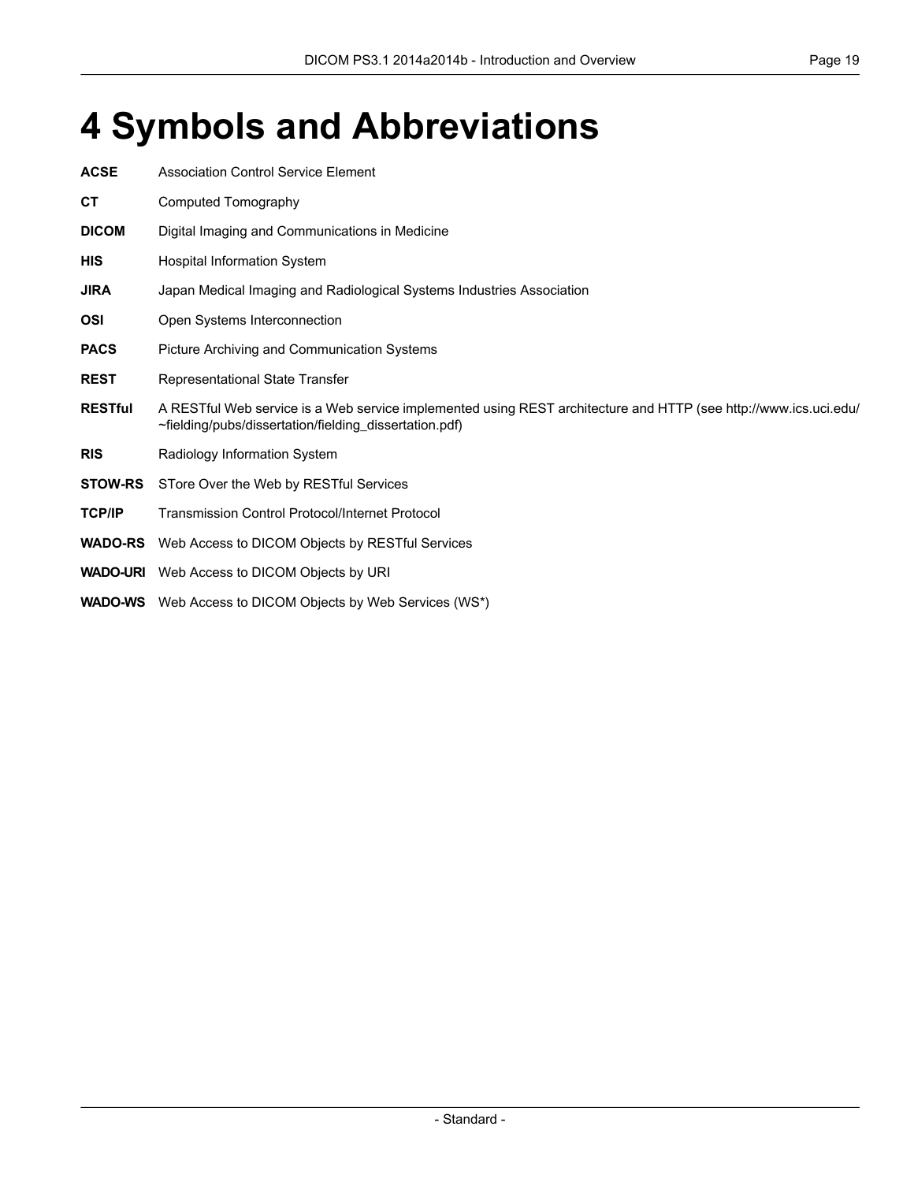# 4 Symbols and Abbreviations

**ACSE** Association Control Service Element

**CT** Computed Tomography

**DICOM** Digital Imaging and Communications in Medicine

**HIS** Hospital Information System

**JIRA** Japan Medical Imaging and Radiological Systems Industries Association

**OSI** Open Systems Interconnection

**PACS** Picture Archiving and Communication Systems

**REST** Representational State Transfer

**RESTful** A RESTful Web service is a Web service implemented using REST architecture and HTTP (see http://www.ics.uci.edu/~fielding/pubs/dissertation/fielding_dissertation.pdf)

**RIS** Radiology Information System

**STOW-RS** STore Over the Web by RESTful Services

**TCP/IP** Transmission Control Protocol/Internet Protocol

**WADO-RS** Web Access to DICOM Objects by RESTful Services

**WADO-URI** Web Access to DICOM Objects by URI

**WADO-WS** Web Access to DICOM Objects by Web Services (WS*)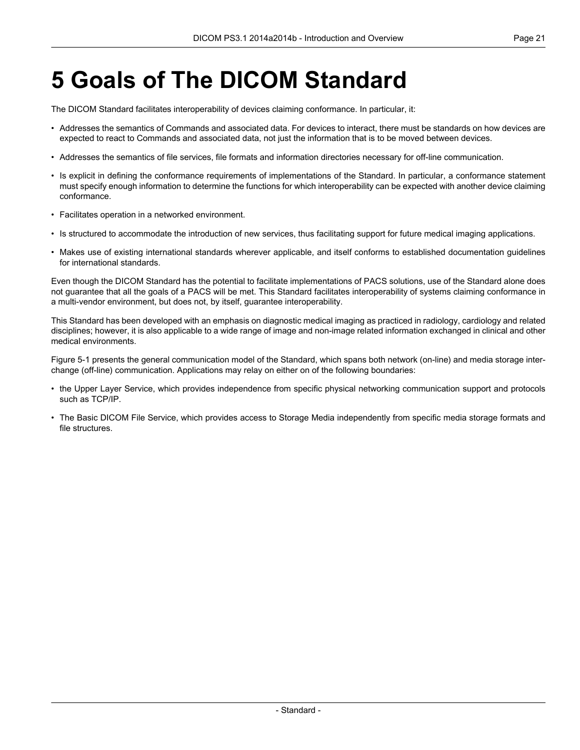# 5 Goals of The DICOM Standard

The DICOM Standard facilitates interoperability of devices claiming conformance. In particular, it:

- Addresses the semantics of Commands and associated data. For devices to interact, there must be standards on how devices are expected to react to Commands and associated data, not just the information that is to be moved between devices.
- Addresses the semantics of file services, file formats and information directories necessary for off-line communication.
- Is explicit in defining the conformance requirements of implementations of the Standard. In particular, a conformance statement must specify enough information to determine the functions for which interoperability can be expected with another device claiming conformance.
- Facilitates operation in a networked environment.
- Is structured to accommodate the introduction of new services, thus facilitating support for future medical imaging applications.
- Makes use of existing international standards wherever applicable, and itself conforms to established documentation guidelines for international standards.

Even though the DICOM Standard has the potential to facilitate implementations of PACS solutions, use of the Standard alone does not guarantee that all the goals of a PACS will be met. This Standard facilitates interoperability of systems claiming conformance in a multi-vendor environment, but does not, by itself, guarantee interoperability.

This Standard has been developed with an emphasis on diagnostic medical imaging as practiced in radiology, cardiology and related disciplines; however, it is also applicable to a wide range of image and non-image related information exchanged in clinical and other medical environments.

Figure 5-1 presents the general communication model of the Standard, which spans both network (on-line) and media storage interchange (off-line) communication. Applications may relay on either on of the following boundaries:

- the Upper Layer Service, which provides independence from specific physical networking communication support and protocols such as TCP/IP.
- The Basic DICOM File Service, which provides access to Storage Media independently from specific media storage formats and file structures.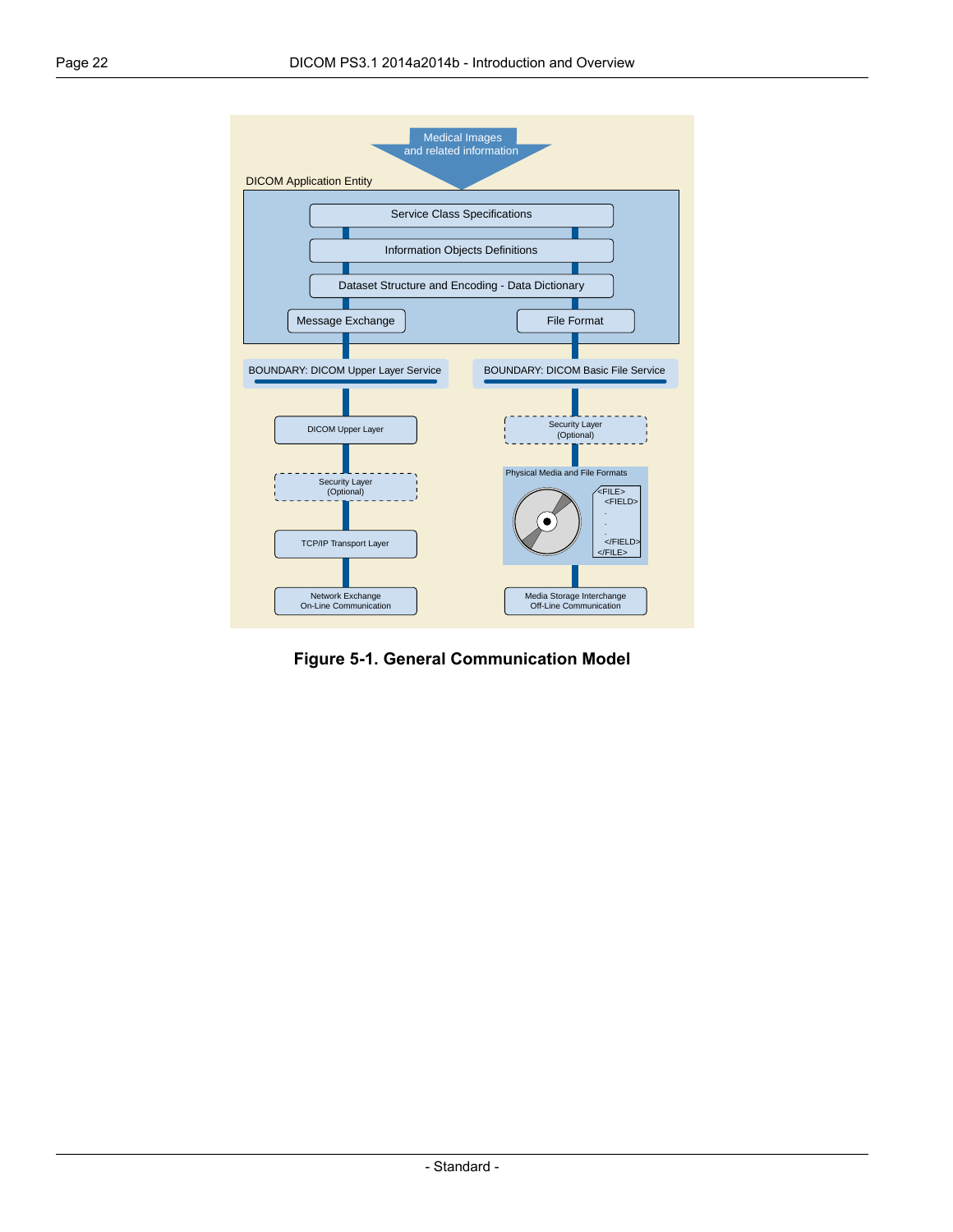Figure 5-1. General Communication Model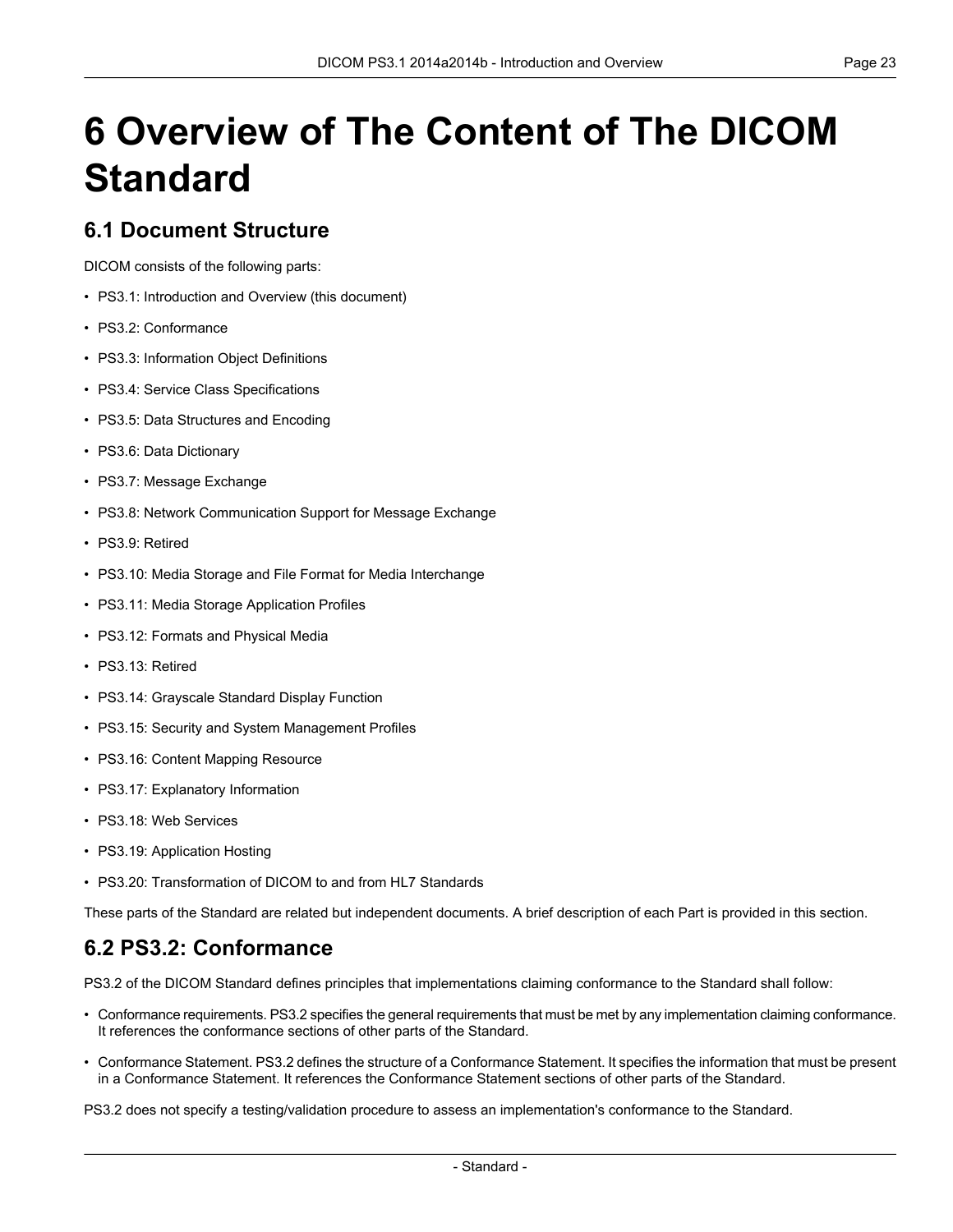# 6 Overview of The Content of The DICOM Standard

## 6.1 Document Structure

DICOM consists of the following parts:

- PS3.1: Introduction and Overview (this document)
- PS3.2: Conformance
- PS3.3: Information Object Definitions
- PS3.4: Service Class Specifications
- PS3.5: Data Structures and Encoding
- PS3.6: Data Dictionary
- PS3.7: Message Exchange
- PS3.8: Network Communication Support for Message Exchange
- PS3.9: Retired
- PS3.10: Media Storage and File Format for Media Interchange
- PS3.11: Media Storage Application Profiles
- PS3.12: Formats and Physical Media
- PS3.13: Retired
- PS3.14: Grayscale Standard Display Function
- PS3.15: Security and System Management Profiles
- PS3.16: Content Mapping Resource
- PS3.17: Explanatory Information
- PS3.18: Web Services
- PS3.19: Application Hosting
- PS3.20: Transformation of DICOM to and from HL7 Standards

These parts of the Standard are related but independent documents. A brief description of each Part is provided in this section.

## 6.2 PS3.2: Conformance

PS3.2 of the DICOM Standard defines principles that implementations claiming conformance to the Standard shall follow:

- Conformance requirements. PS3.2 specifies the general requirements that must be met by any implementation claiming conformance. It references the conformance sections of other parts of the Standard.
- Conformance Statement. PS3.2 defines the structure of a Conformance Statement. It specifies the information that must be present in a Conformance Statement. It references the Conformance Statement sections of other parts of the Standard.

PS3.2 does not specify a testing/validation procedure to assess an implementation's conformance to the Standard.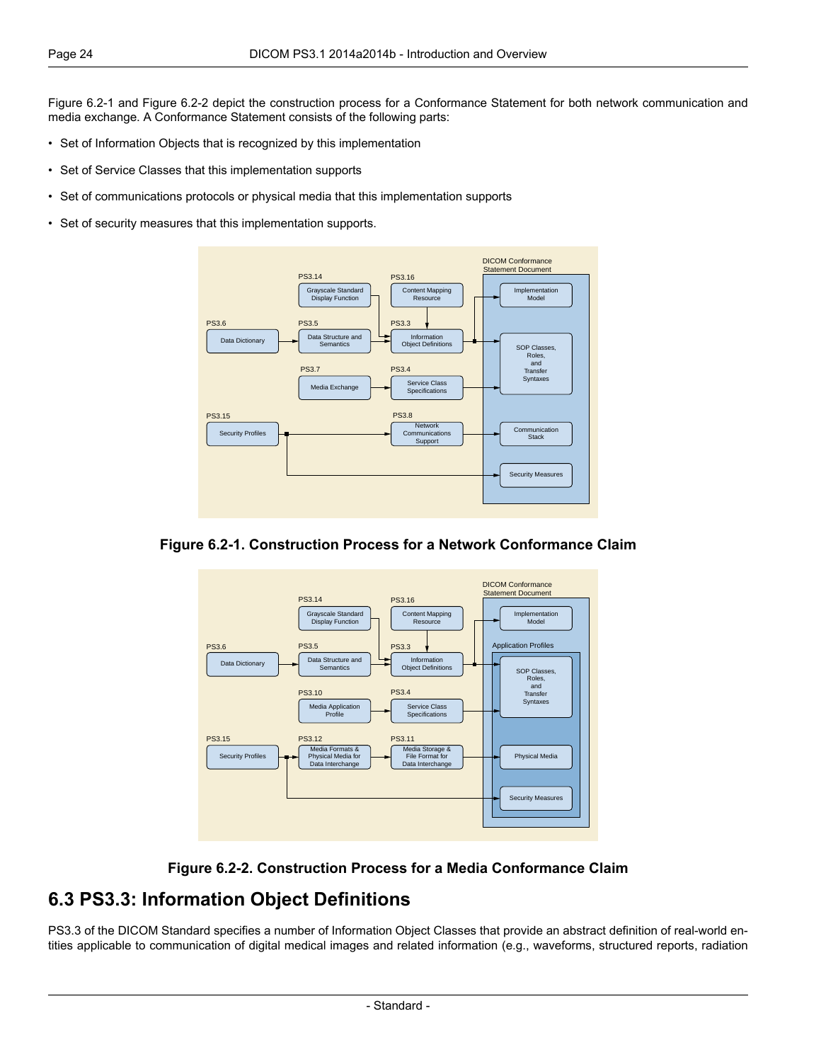Figure 6.2-1 and Figure 6.2-2 depict the construction process for a Conformance Statement for both network communication and media exchange. A Conformance Statement consists of the following parts:

- Set of Information Objects that is recognized by this implementation
- Set of Service Classes that this implementation supports
- Set of communications protocols or physical media that this implementation supports
- Set of security measures that this implementation supports.

**Figure 6.2-1. Construction Process for a Network Conformance Claim**

**Figure 6.2-2. Construction Process for a Media Conformance Claim**

## 6.3 PS3.3: Information Object Definitions

PS3.3 of the DICOM Standard specifies a number of Information Object Classes that provide an abstract definition of real-world entities applicable to communication of digital medical images and related information (e.g., waveforms, structured reports, radiation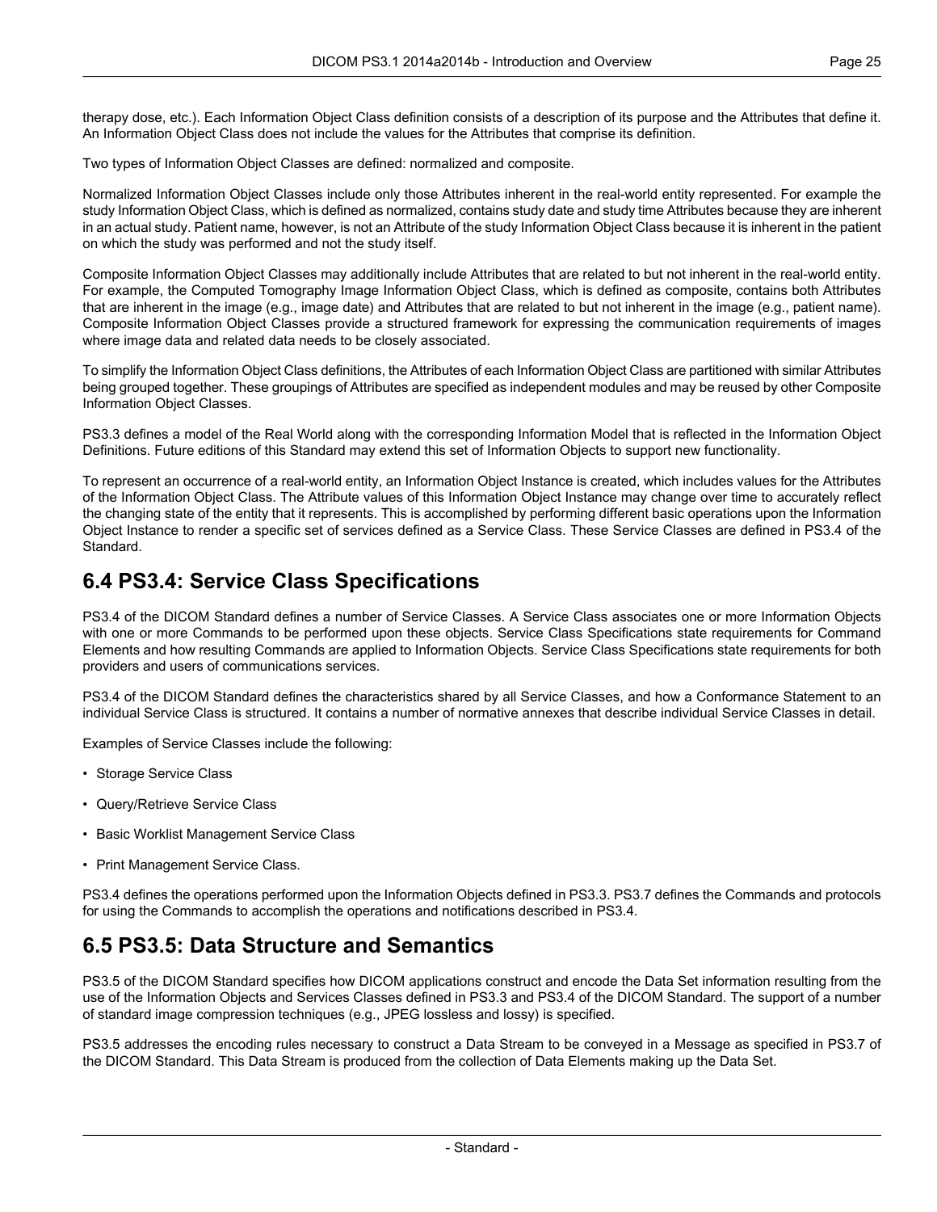therapy dose, etc.). Each Information Object Class definition consists of a description of its purpose and the Attributes that define it. An Information Object Class does not include the values for the Attributes that comprise its definition.

Two types of Information Object Classes are defined: normalized and composite.

Normalized Information Object Classes include only those Attributes inherent in the real-world entity represented. For example the study Information Object Class, which is defined as normalized, contains study date and study time Attributes because they are inherent in an actual study. Patient name, however, is not an Attribute of the study Information Object Class because it is inherent in the patient on which the study was performed and not the study itself.

Composite Information Object Classes may additionally include Attributes that are related to but not inherent in the real-world entity. For example, the Computed Tomography Image Information Object Class, which is defined as composite, contains both Attributes that are inherent in the image (e.g., image date) and Attributes that are related to but not inherent in the image (e.g., patient name). Composite Information Object Classes provide a structured framework for expressing the communication requirements of images where image data and related data needs to be closely associated.

To simplify the Information Object Class definitions, the Attributes of each Information Object Class are partitioned with similar Attributes being grouped together. These groupings of Attributes are specified as independent modules and may be reused by other Composite Information Object Classes.

PS3.3 defines a model of the Real World along with the corresponding Information Model that is reflected in the Information Object Definitions. Future editions of this Standard may extend this set of Information Objects to support new functionality.

To represent an occurrence of a real-world entity, an Information Object Instance is created, which includes values for the Attributes of the Information Object Class. The Attribute values of this Information Object Instance may change over time to accurately reflect the changing state of the entity that it represents. This is accomplished by performing different basic operations upon the Information Object Instance to render a specific set of services defined as a Service Class. These Service Classes are defined in PS3.4 of the Standard.

## 6.4 PS3.4: Service Class Specifications

PS3.4 of the DICOM Standard defines a number of Service Classes. A Service Class associates one or more Information Objects with one or more Commands to be performed upon these objects. Service Class Specifications state requirements for Command Elements and how resulting Commands are applied to Information Objects. Service Class Specifications state requirements for both providers and users of communications services.

PS3.4 of the DICOM Standard defines the characteristics shared by all Service Classes, and how a Conformance Statement to an individual Service Class is structured. It contains a number of normative annexes that describe individual Service Classes in detail.

Examples of Service Classes include the following:

- Storage Service Class
- Query/Retrieve Service Class
- Basic Worklist Management Service Class
- Print Management Service Class.

PS3.4 defines the operations performed upon the Information Objects defined in PS3.3. PS3.7 defines the Commands and protocols for using the Commands to accomplish the operations and notifications described in PS3.4.

## 6.5 PS3.5: Data Structure and Semantics

PS3.5 of the DICOM Standard specifies how DICOM applications construct and encode the Data Set information resulting from the use of the Information Objects and Services Classes defined in PS3.3 and PS3.4 of the DICOM Standard. The support of a number of standard image compression techniques (e.g., JPEG lossless and lossy) is specified.

PS3.5 addresses the encoding rules necessary to construct a Data Stream to be conveyed in a Message as specified in PS3.7 of the DICOM Standard. This Data Stream is produced from the collection of Data Elements making up the Data Set.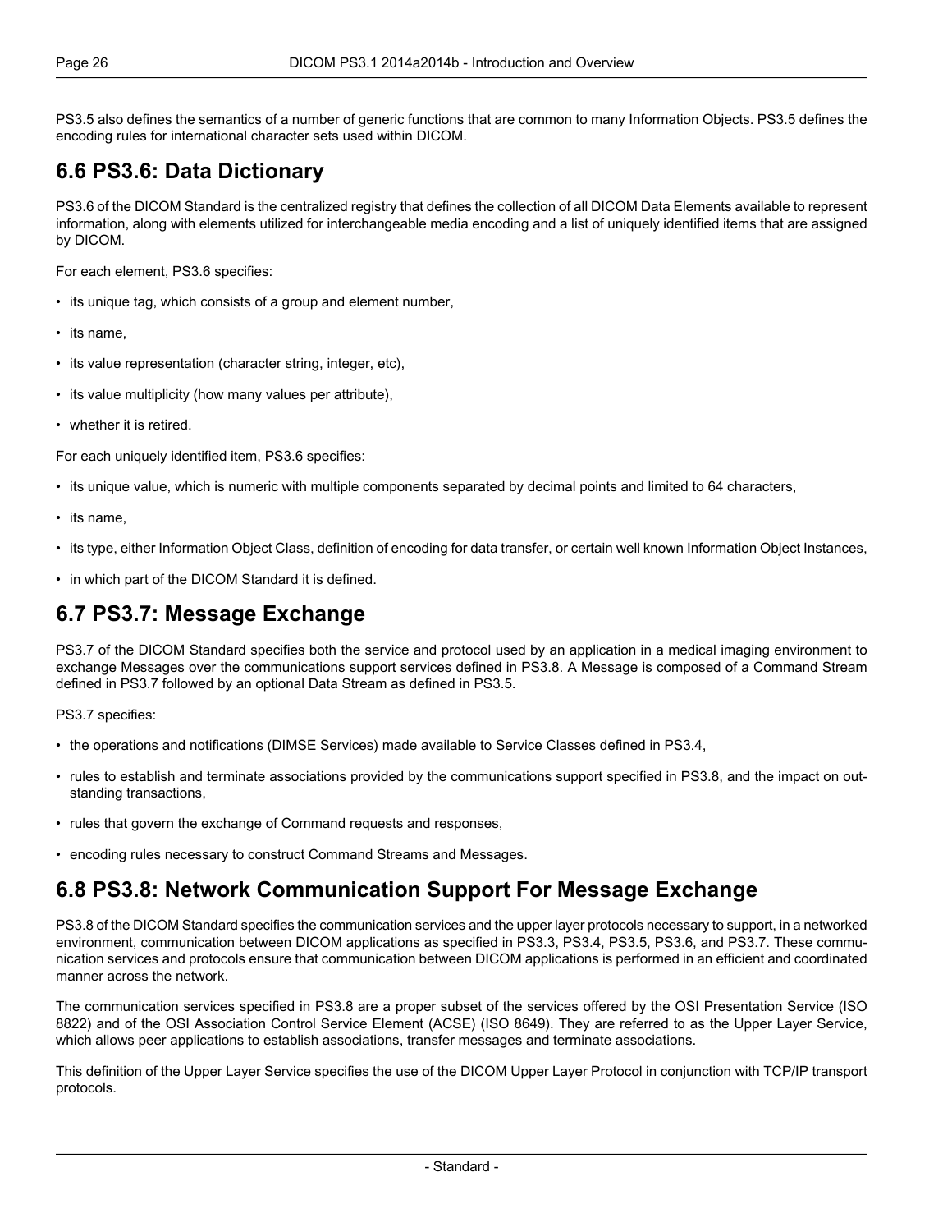PS3.5 also defines the semantics of a number of generic functions that are common to many Information Objects. PS3.5 defines the encoding rules for international character sets used within DICOM.

## 6.6 PS3.6: Data Dictionary

PS3.6 of the DICOM Standard is the centralized registry that defines the collection of all DICOM Data Elements available to represent information, along with elements utilized for interchangeable media encoding and a list of uniquely identified items that are assigned by DICOM.

For each element, PS3.6 specifies:

- its unique tag, which consists of a group and element number,
- its name,
- its value representation (character string, integer, etc),
- its value multiplicity (how many values per attribute),
- whether it is retired.

For each uniquely identified item, PS3.6 specifies:

- its unique value, which is numeric with multiple components separated by decimal points and limited to 64 characters,
- its name,
- its type, either Information Object Class, definition of encoding for data transfer, or certain well known Information Object Instances,
- in which part of the DICOM Standard it is defined.

## 6.7 PS3.7: Message Exchange

PS3.7 of the DICOM Standard specifies both the service and protocol used by an application in a medical imaging environment to exchange Messages over the communications support services defined in PS3.8. A Message is composed of a Command Stream defined in PS3.7 followed by an optional Data Stream as defined in PS3.5.

PS3.7 specifies:

- the operations and notifications (DIMSE Services) made available to Service Classes defined in PS3.4,
- rules to establish and terminate associations provided by the communications support specified in PS3.8, and the impact on outstanding transactions,
- rules that govern the exchange of Command requests and responses,
- encoding rules necessary to construct Command Streams and Messages.

## 6.8 PS3.8: Network Communication Support For Message Exchange

PS3.8 of the DICOM Standard specifies the communication services and the upper layer protocols necessary to support, in a networked environment, communication between DICOM applications as specified in PS3.3, PS3.4, PS3.5, PS3.6, and PS3.7. These communication services and protocols ensure that communication between DICOM applications is performed in an efficient and coordinated manner across the network.

The communication services specified in PS3.8 are a proper subset of the services offered by the OSI Presentation Service (ISO 8822) and of the OSI Association Control Service Element (ACSE) (ISO 8649). They are referred to as the Upper Layer Service, which allows peer applications to establish associations, transfer messages and terminate associations.

This definition of the Upper Layer Service specifies the use of the DICOM Upper Layer Protocol in conjunction with TCP/IP transport protocols.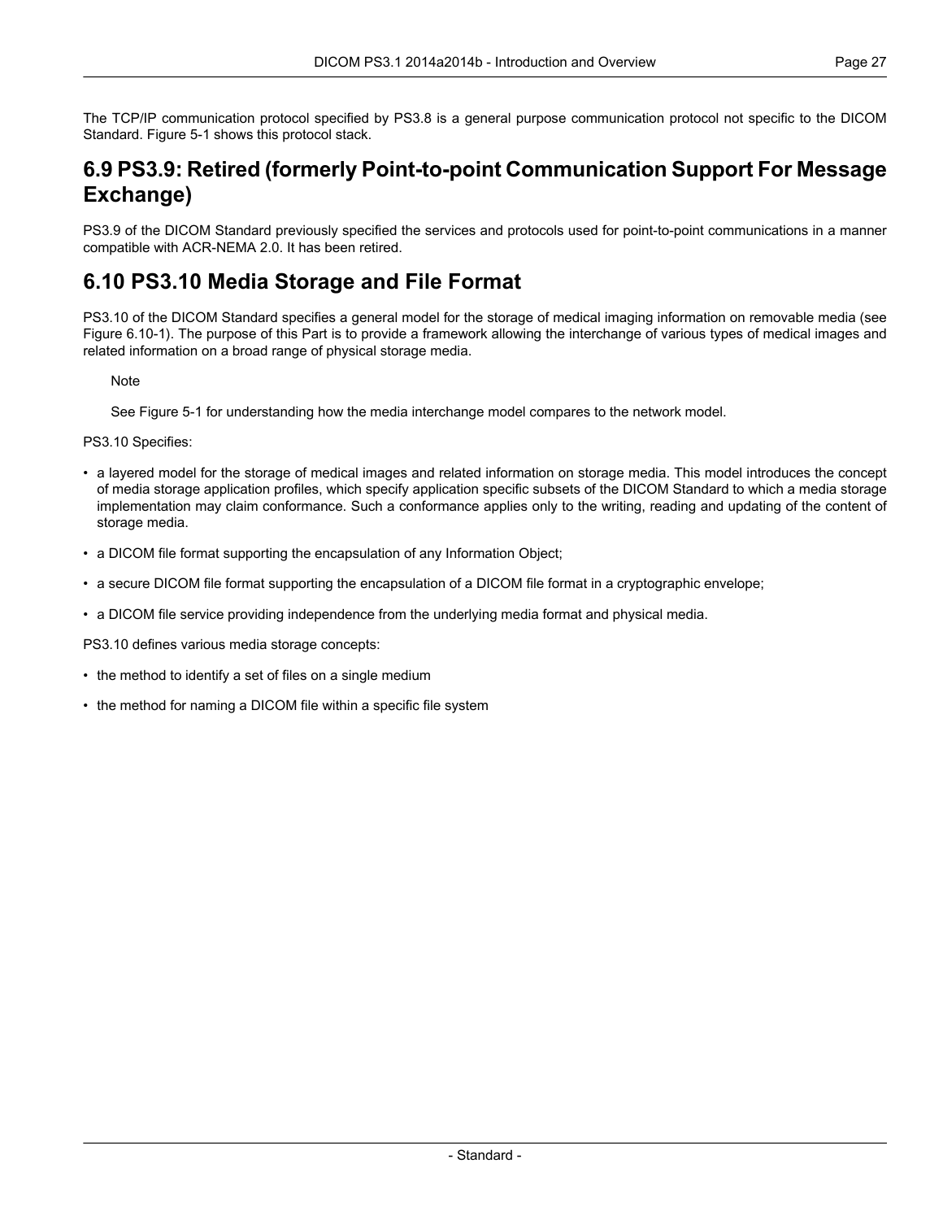The TCP/IP communication protocol specified by PS3.8 is a general purpose communication protocol not specific to the DICOM Standard. Figure 5-1 shows this protocol stack.

## 6.9 PS3.9: Retired (formerly Point-to-point Communication Support For Message Exchange)

PS3.9 of the DICOM Standard previously specified the services and protocols used for point-to-point communications in a manner compatible with ACR-NEMA 2.0. It has been retired.

## 6.10 PS3.10 Media Storage and File Format

PS3.10 of the DICOM Standard specifies a general model for the storage of medical imaging information on removable media (see Figure 6.10-1). The purpose of this Part is to provide a framework allowing the interchange of various types of medical images and related information on a broad range of physical storage media.

> Note
>
> See Figure 5-1 for understanding how the media interchange model compares to the network model.

PS3.10 Specifies:

- a layered model for the storage of medical images and related information on storage media. This model introduces the concept of media storage application profiles, which specify application specific subsets of the DICOM Standard to which a media storage implementation may claim conformance. Such a conformance applies only to the writing, reading and updating of the content of storage media.
- a DICOM file format supporting the encapsulation of any Information Object;
- a secure DICOM file format supporting the encapsulation of a DICOM file format in a cryptographic envelope;
- a DICOM file service providing independence from the underlying media format and physical media.

PS3.10 defines various media storage concepts:

- the method to identify a set of files on a single medium
- the method for naming a DICOM file within a specific file system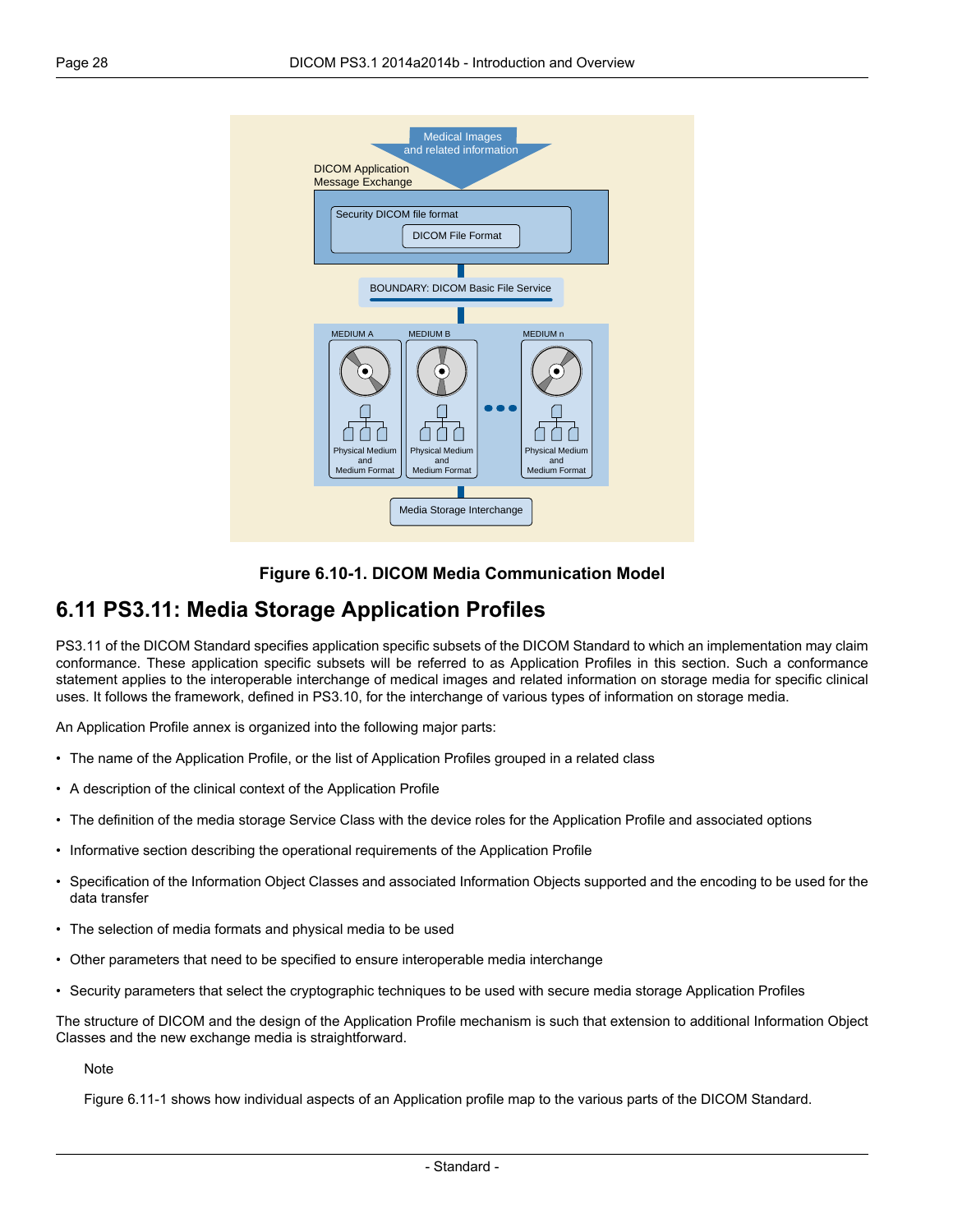Figure 6.10-1. DICOM Media Communication Model

## 6.11 PS3.11: Media Storage Application Profiles

PS3.11 of the DICOM Standard specifies application specific subsets of the DICOM Standard to which an implementation may claim conformance. These application specific subsets will be referred to as Application Profiles in this section. Such a conformance statement applies to the interoperable interchange of medical images and related information on storage media for specific clinical uses. It follows the framework, defined in PS3.10, for the interchange of various types of information on storage media.

An Application Profile annex is organized into the following major parts:

- The name of the Application Profile, or the list of Application Profiles grouped in a related class
- A description of the clinical context of the Application Profile
- The definition of the media storage Service Class with the device roles for the Application Profile and associated options
- Informative section describing the operational requirements of the Application Profile
- Specification of the Information Object Classes and associated Information Objects supported and the encoding to be used for the data transfer
- The selection of media formats and physical media to be used
- Other parameters that need to be specified to ensure interoperable media interchange
- Security parameters that select the cryptographic techniques to be used with secure media storage Application Profiles

The structure of DICOM and the design of the Application Profile mechanism is such that extension to additional Information Object Classes and the new exchange media is straightforward.

Note

Figure 6.11-1 shows how individual aspects of an Application profile map to the various parts of the DICOM Standard.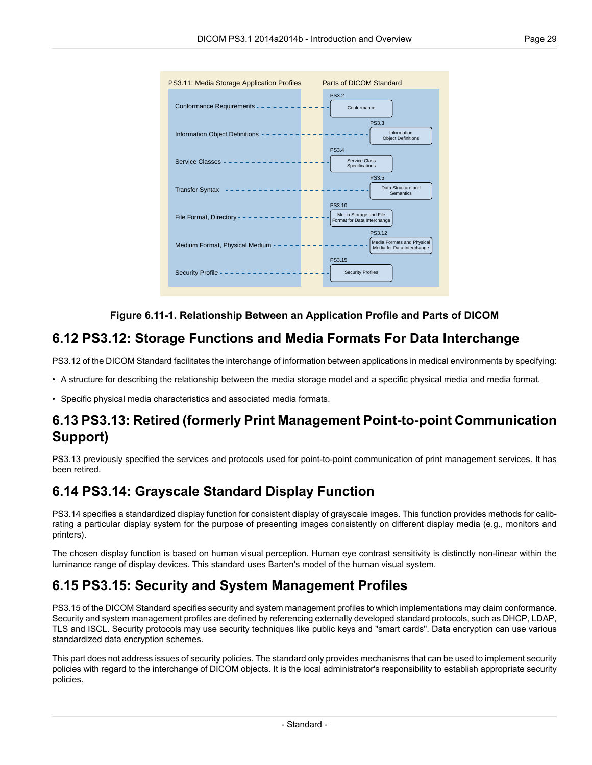PS3.11: Media Storage Application Profiles

Parts of DICOM Standard

| PS3.11: Media Storage Application Profiles | Parts of DICOM Standard |
| --- | --- |
| Conformance Requirements | PS3.2 Conformance |
| Information Object Definitions | PS3.3 Information Object Definitions |
| Service Classes | PS3.4 Service Class Specifications |
| Transfer Syntax | PS3.5 Data Structure and Semantics |
| File Format, Directory | PS3.10 Media Storage and File Format for Data Interchange |
| Medium Format, Physical Medium | PS3.12 Media Formats and Physical Media for Data Interchange |
| Security Profile | PS3.15 Security Profiles |

**Figure 6.11-1. Relationship Between an Application Profile and Parts of DICOM**

## 6.12 PS3.12: Storage Functions and Media Formats For Data Interchange

PS3.12 of the DICOM Standard facilitates the interchange of information between applications in medical environments by specifying:

- A structure for describing the relationship between the media storage model and a specific physical media and media format.
- Specific physical media characteristics and associated media formats.

## 6.13 PS3.13: Retired (formerly Print Management Point-to-point Communication Support)

PS3.13 previously specified the services and protocols used for point-to-point communication of print management services. It has been retired.

## 6.14 PS3.14: Grayscale Standard Display Function

PS3.14 specifies a standardized display function for consistent display of grayscale images. This function provides methods for calibrating a particular display system for the purpose of presenting images consistently on different display media (e.g., monitors and printers).

The chosen display function is based on human visual perception. Human eye contrast sensitivity is distinctly non-linear within the luminance range of display devices. This standard uses Barten's model of the human visual system.

## 6.15 PS3.15: Security and System Management Profiles

PS3.15 of the DICOM Standard specifies security and system management profiles to which implementations may claim conformance. Security and system management profiles are defined by referencing externally developed standard protocols, such as DHCP, LDAP, TLS and ISCL. Security protocols may use security techniques like public keys and "smart cards". Data encryption can use various standardized data encryption schemes.

This part does not address issues of security policies. The standard only provides mechanisms that can be used to implement security policies with regard to the interchange of DICOM objects. It is the local administrator's responsibility to establish appropriate security policies.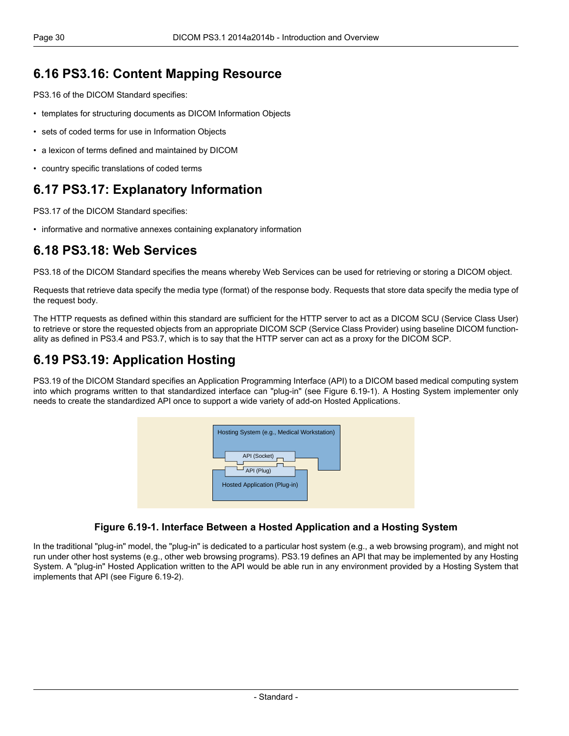## 6.16 PS3.16: Content Mapping Resource

PS3.16 of the DICOM Standard specifies:

- templates for structuring documents as DICOM Information Objects
- sets of coded terms for use in Information Objects
- a lexicon of terms defined and maintained by DICOM
- country specific translations of coded terms

## 6.17 PS3.17: Explanatory Information

PS3.17 of the DICOM Standard specifies:

- informative and normative annexes containing explanatory information

## 6.18 PS3.18: Web Services

PS3.18 of the DICOM Standard specifies the means whereby Web Services can be used for retrieving or storing a DICOM object.

Requests that retrieve data specify the media type (format) of the response body. Requests that store data specify the media type of the request body.

The HTTP requests as defined within this standard are sufficient for the HTTP server to act as a DICOM SCU (Service Class User) to retrieve or store the requested objects from an appropriate DICOM SCP (Service Class Provider) using baseline DICOM functionality as defined in PS3.4 and PS3.7, which is to say that the HTTP server can act as a proxy for the DICOM SCP.

## 6.19 PS3.19: Application Hosting

PS3.19 of the DICOM Standard specifies an Application Programming Interface (API) to a DICOM based medical computing system into which programs written to that standardized interface can "plug-in" (see Figure 6.19-1). A Hosting System implementer only needs to create the standardized API once to support a wide variety of add-on Hosted Applications.

Hosting System (e.g., Medical Workstation)

API (Socket)

API (Plug)

Hosted Application (Plug-in)

**Figure 6.19-1. Interface Between a Hosted Application and a Hosting System**

In the traditional "plug-in" model, the "plug-in" is dedicated to a particular host system (e.g., a web browsing program), and might not run under other host systems (e.g., other web browsing programs). PS3.19 defines an API that may be implemented by any Hosting System. A "plug-in" Hosted Application written to the API would be able run in any environment provided by a Hosting System that implements that API (see Figure 6.19-2).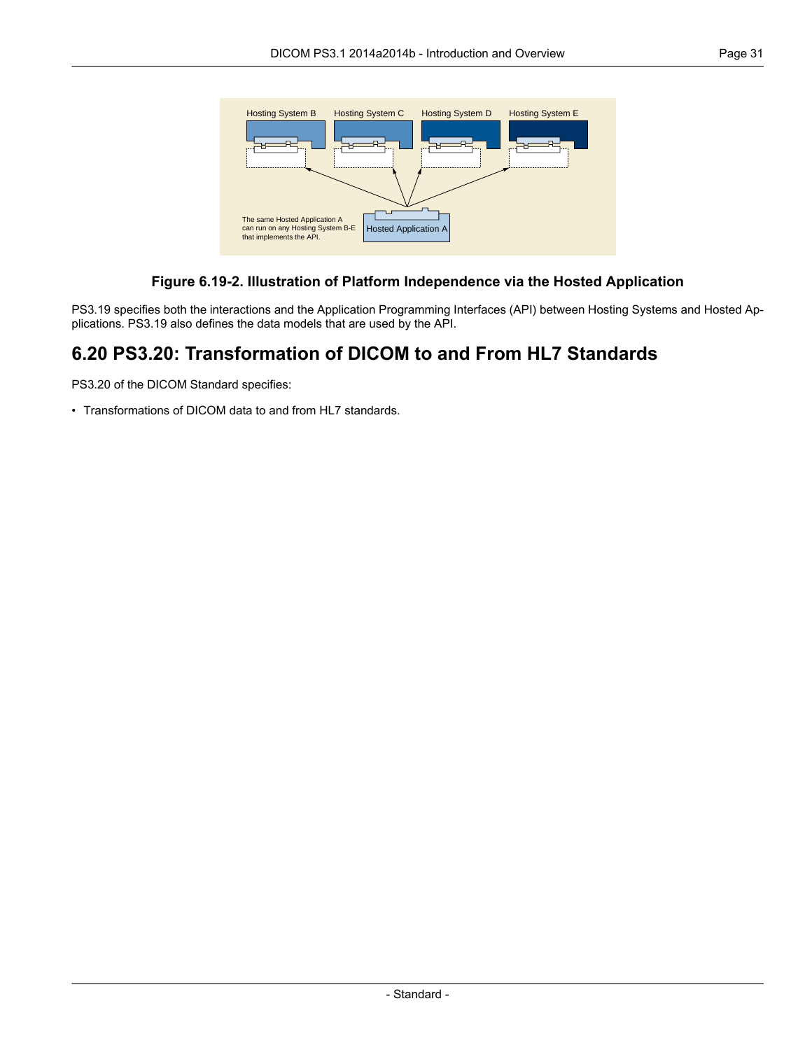**Figure 6.19-2. Illustration of Platform Independence via the Hosted Application**

PS3.19 specifies both the interactions and the Application Programming Interfaces (API) between Hosting Systems and Hosted Applications. PS3.19 also defines the data models that are used by the API.

## 6.20 PS3.20: Transformation of DICOM to and From HL7 Standards

PS3.20 of the DICOM Standard specifies:

- Transformations of DICOM data to and from HL7 standards.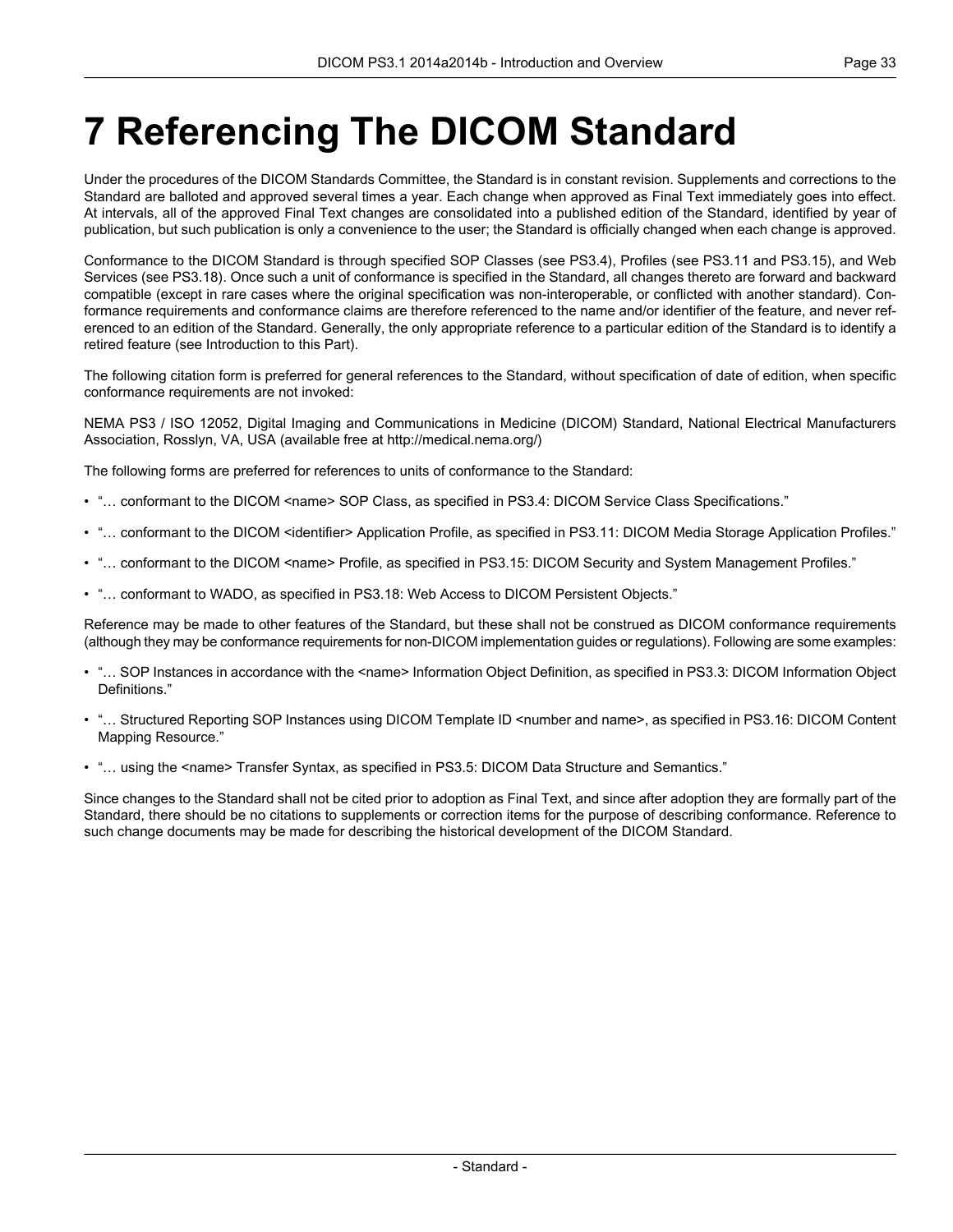# 7 Referencing The DICOM Standard

Under the procedures of the DICOM Standards Committee, the Standard is in constant revision. Supplements and corrections to the Standard are balloted and approved several times a year. Each change when approved as Final Text immediately goes into effect. At intervals, all of the approved Final Text changes are consolidated into a published edition of the Standard, identified by year of publication, but such publication is only a convenience to the user; the Standard is officially changed when each change is approved.

Conformance to the DICOM Standard is through specified SOP Classes (see PS3.4), Profiles (see PS3.11 and PS3.15), and Web Services (see PS3.18). Once such a unit of conformance is specified in the Standard, all changes thereto are forward and backward compatible (except in rare cases where the original specification was non-interoperable, or conflicted with another standard). Conformance requirements and conformance claims are therefore referenced to the name and/or identifier of the feature, and never referenced to an edition of the Standard. Generally, the only appropriate reference to a particular edition of the Standard is to identify a retired feature (see Introduction to this Part).

The following citation form is preferred for general references to the Standard, without specification of date of edition, when specific conformance requirements are not invoked:

NEMA PS3 / ISO 12052, Digital Imaging and Communications in Medicine (DICOM) Standard, National Electrical Manufacturers Association, Rosslyn, VA, USA (available free at http://medical.nema.org/)

The following forms are preferred for references to units of conformance to the Standard:

- "… conformant to the DICOM <name> SOP Class, as specified in PS3.4: DICOM Service Class Specifications."
- "… conformant to the DICOM <identifier> Application Profile, as specified in PS3.11: DICOM Media Storage Application Profiles."
- "… conformant to the DICOM <name> Profile, as specified in PS3.15: DICOM Security and System Management Profiles."
- "… conformant to WADO, as specified in PS3.18: Web Access to DICOM Persistent Objects."

Reference may be made to other features of the Standard, but these shall not be construed as DICOM conformance requirements (although they may be conformance requirements for non-DICOM implementation guides or regulations). Following are some examples:

- "… SOP Instances in accordance with the <name> Information Object Definition, as specified in PS3.3: DICOM Information Object Definitions."
- "… Structured Reporting SOP Instances using DICOM Template ID <number and name>, as specified in PS3.16: DICOM Content Mapping Resource."
- "… using the <name> Transfer Syntax, as specified in PS3.5: DICOM Data Structure and Semantics."

Since changes to the Standard shall not be cited prior to adoption as Final Text, and since after adoption they are formally part of the Standard, there should be no citations to supplements or correction items for the purpose of describing conformance. Reference to such change documents may be made for describing the historical development of the DICOM Standard.